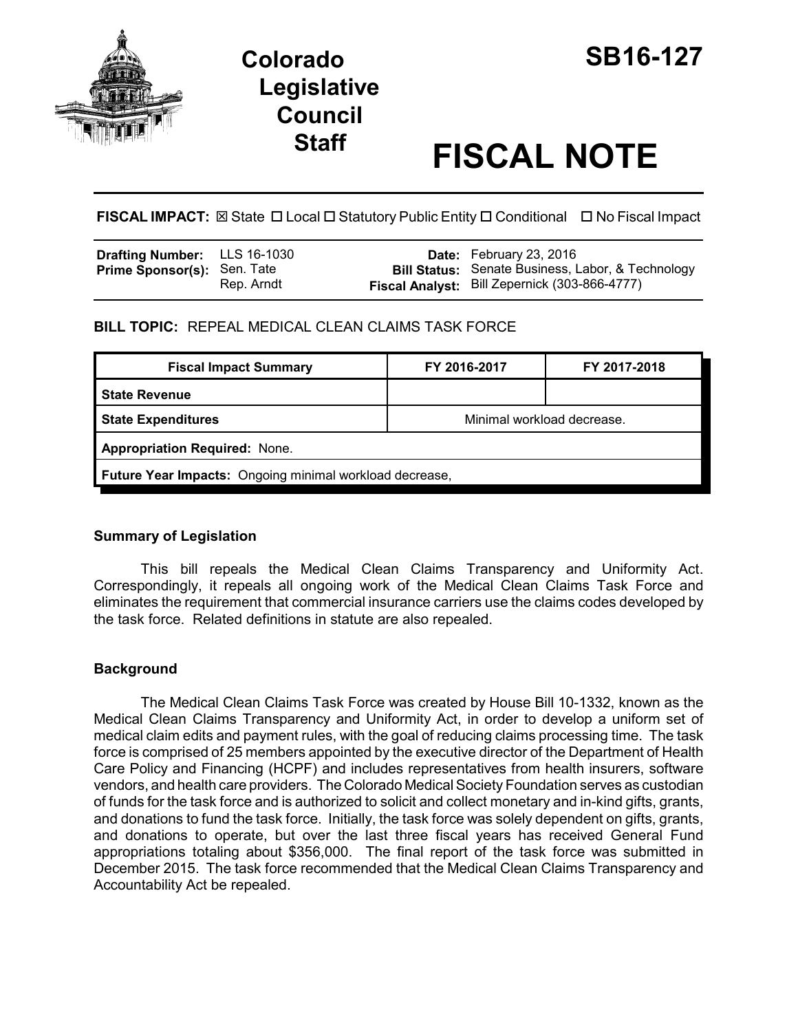# Colorado Legislative Council Staff

# SB16-127

# FISCAL NOTE

**FISCAL IMPACT:** ☒ State ☐ Local ☐ Statutory Public Entity ☐ Conditional ☐ No Fiscal Impact

| | | | |
|---|---|---|---|
| **Drafting Number:** | LLS 16-1030 | **Date:** | February 23, 2016 |
| **Prime Sponsor(s):** | Sen. Tate<br>Rep. Arndt | **Bill Status:** | Senate Business, Labor, & Technology |
| | | **Fiscal Analyst:** | Bill Zepernick (303-866-4777) |

**BILL TOPIC:** REPEAL MEDICAL CLEAN CLAIMS TASK FORCE

| Fiscal Impact Summary | FY 2016-2017 | FY 2017-2018 |
|---|---|---|
| **State Revenue** | | |
| **State Expenditures** | Minimal workload decrease. | |
| **Appropriation Required:** None. | | |
| **Future Year Impacts:** Ongoing minimal workload decrease, | | |

## Summary of Legislation

This bill repeals the Medical Clean Claims Transparency and Uniformity Act. Correspondingly, it repeals all ongoing work of the Medical Clean Claims Task Force and eliminates the requirement that commercial insurance carriers use the claims codes developed by the task force. Related definitions in statute are also repealed.

## Background

The Medical Clean Claims Task Force was created by House Bill 10-1332, known as the Medical Clean Claims Transparency and Uniformity Act, in order to develop a uniform set of medical claim edits and payment rules, with the goal of reducing claims processing time. The task force is comprised of 25 members appointed by the executive director of the Department of Health Care Policy and Financing (HCPF) and includes representatives from health insurers, software vendors, and health care providers. The Colorado Medical Society Foundation serves as custodian of funds for the task force and is authorized to solicit and collect monetary and in-kind gifts, grants, and donations to fund the task force. Initially, the task force was solely dependent on gifts, grants, and donations to operate, but over the last three fiscal years has received General Fund appropriations totaling about $356,000. The final report of the task force was submitted in December 2015. The task force recommended that the Medical Clean Claims Transparency and Accountability Act be repealed.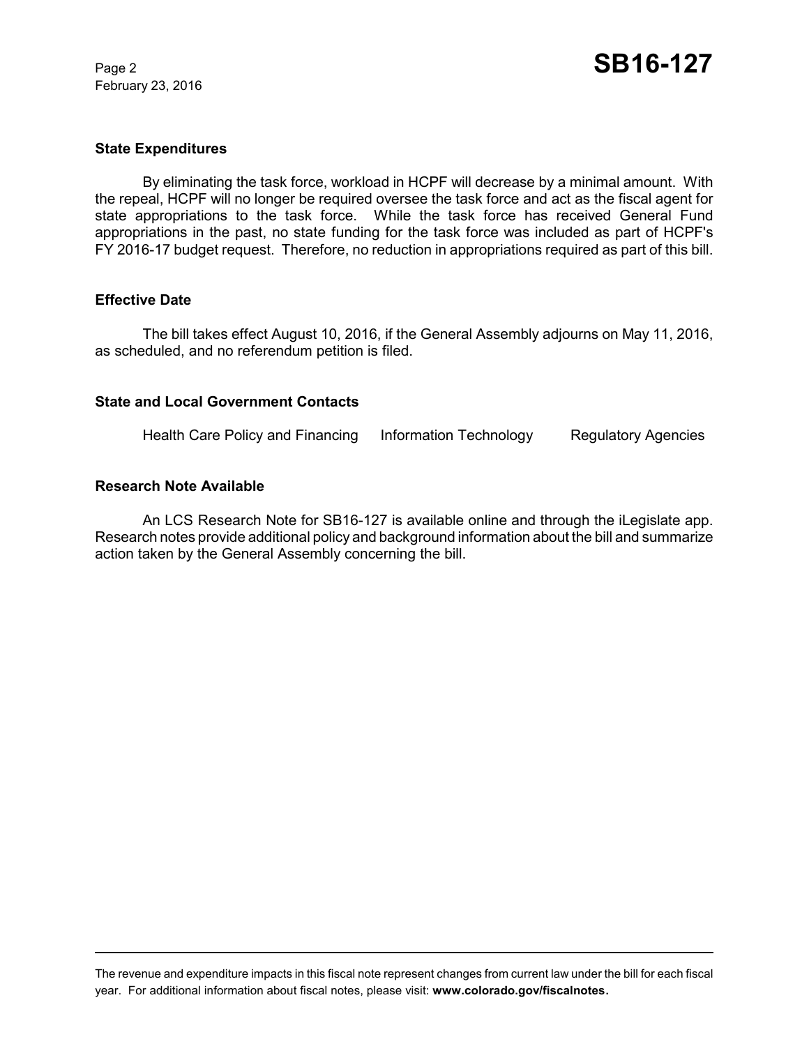### State Expenditures

By eliminating the task force, workload in HCPF will decrease by a minimal amount. With the repeal, HCPF will no longer be required oversee the task force and act as the fiscal agent for state appropriations to the task force. While the task force has received General Fund appropriations in the past, no state funding for the task force was included as part of HCPF's FY 2016-17 budget request. Therefore, no reduction in appropriations required as part of this bill.

### Effective Date

The bill takes effect August 10, 2016, if the General Assembly adjourns on May 11, 2016, as scheduled, and no referendum petition is filed.

### State and Local Government Contacts

Health Care Policy and Financing    Information Technology    Regulatory Agencies

### Research Note Available

An LCS Research Note for SB16-127 is available online and through the iLegislate app. Research notes provide additional policy and background information about the bill and summarize action taken by the General Assembly concerning the bill.

The revenue and expenditure impacts in this fiscal note represent changes from current law under the bill for each fiscal year. For additional information about fiscal notes, please visit: **www.colorado.gov/fiscalnotes.**